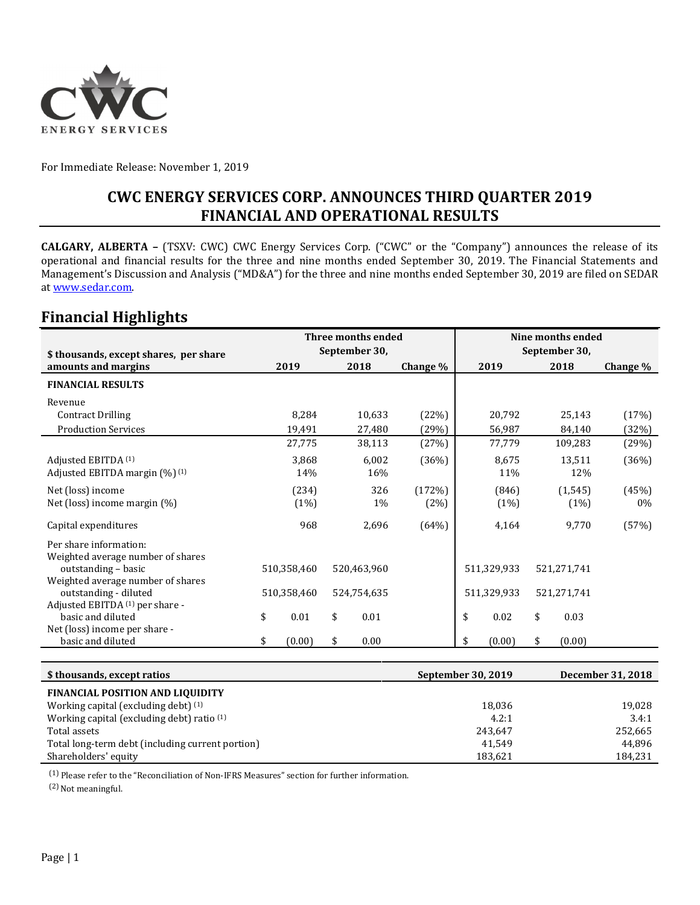For Immediate Release: November 1, 2019

# CWC ENERGY SERVICES CORP. ANNOUNCES THIRD QUARTER 2019 FINANCIAL AND OPERATIONAL RESULTS

**CALGARY, ALBERTA –** (TSXV: CWC) CWC Energy Services Corp. ("CWC" or the "Company") announces the release of its operational and financial results for the three and nine months ended September 30, 2019. The Financial Statements and Management's Discussion and Analysis ("MD&A") for the three and nine months ended September 30, 2019 are filed on SEDAR at www.sedar.com.

## Financial Highlights

| $ thousands, except shares, per share amounts and margins | Three months ended September 30, | | | Nine months ended September 30, | | |
|---|---|---|---|---|---|---|
| | 2019 | 2018 | Change % | 2019 | 2018 | Change % |
| **FINANCIAL RESULTS** | | | | | | |
| Revenue | | | | | | |
| Contract Drilling | 8,284 | 10,633 | (22%) | 20,792 | 25,143 | (17%) |
| Production Services | 19,491 | 27,480 | (29%) | 56,987 | 84,140 | (32%) |
| | 27,775 | 38,113 | (27%) | 77,779 | 109,283 | (29%) |
| Adjusted EBITDA [(1)] | 3,868 | 6,002 | (36%) | 8,675 | 13,511 | (36%) |
| Adjusted EBITDA margin (%) [(1)] | 14% | 16% | | 11% | 12% | |
| Net (loss) income | (234) | 326 | (172%) | (846) | (1,545) | (45%) |
| Net (loss) income margin (%) | (1%) | 1% | (2%) | (1%) | (1%) | 0% |
| Capital expenditures | 968 | 2,696 | (64%) | 4,164 | 9,770 | (57%) |
| Per share information: | | | | | | |
| Weighted average number of shares outstanding – basic | 510,358,460 | 520,463,960 | | 511,329,933 | 521,271,741 | |
| Weighted average number of shares outstanding - diluted | 510,358,460 | 524,754,635 | | 511,329,933 | 521,271,741 | |
| Adjusted EBITDA [(1)] per share - basic and diluted | $ 0.01 | $ 0.01 | | $ 0.02 | $ 0.03 | |
| Net (loss) income per share - basic and diluted | $ (0.00) | $ 0.00 | | $ (0.00) | $ (0.00) | |

| $ thousands, except ratios | September 30, 2019 | December 31, 2018 |
|---|---|---|
| **FINANCIAL POSITION AND LIQUIDITY** | | |
| Working capital (excluding debt) [(1)] | 18,036 | 19,028 |
| Working capital (excluding debt) ratio [(1)] | 4.2:1 | 3.4:1 |
| Total assets | 243,647 | 252,665 |
| Total long-term debt (including current portion) | 41,549 | 44,896 |
| Shareholders' equity | 183,621 | 184,231 |

(1) Please refer to the "Reconciliation of Non-IFRS Measures" section for further information.

(2) Not meaningful.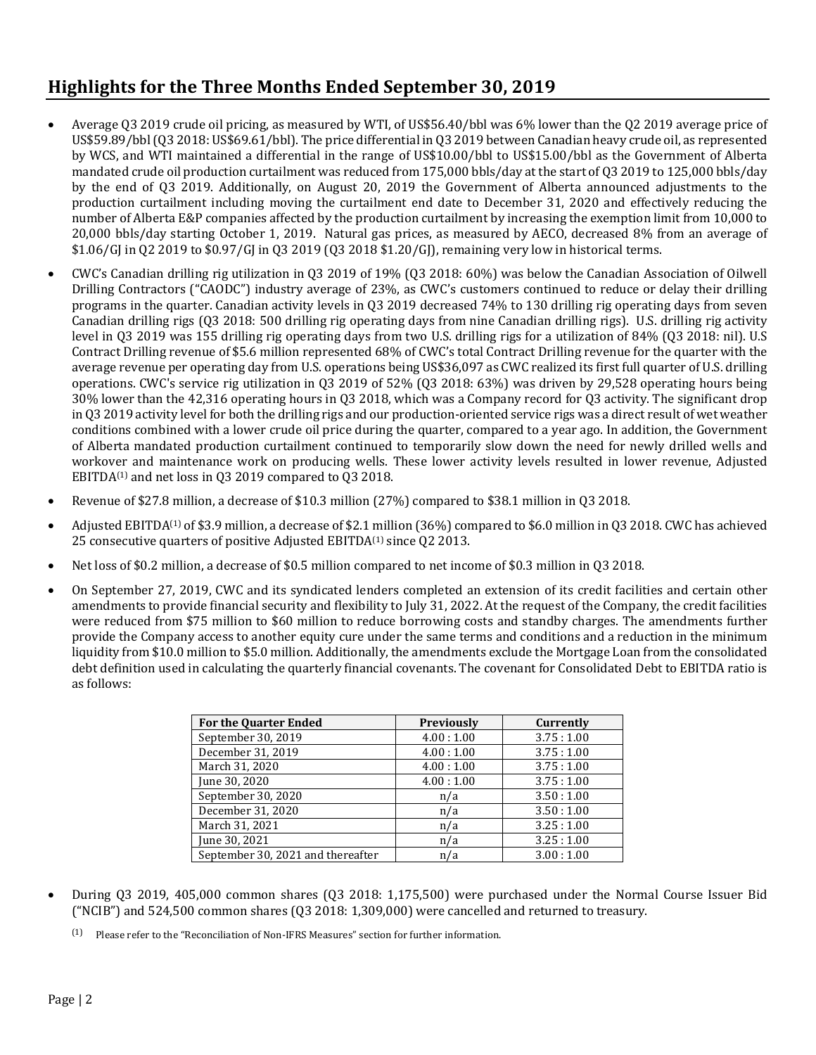## Highlights for the Three Months Ended September 30, 2019

- Average Q3 2019 crude oil pricing, as measured by WTI, of US$56.40/bbl was 6% lower than the Q2 2019 average price of US$59.89/bbl (Q3 2018: US$69.61/bbl). The price differential in Q3 2019 between Canadian heavy crude oil, as represented by WCS, and WTI maintained a differential in the range of US$10.00/bbl to US$15.00/bbl as the Government of Alberta mandated crude oil production curtailment was reduced from 175,000 bbls/day at the start of Q3 2019 to 125,000 bbls/day by the end of Q3 2019. Additionally, on August 20, 2019 the Government of Alberta announced adjustments to the production curtailment including moving the curtailment end date to December 31, 2020 and effectively reducing the number of Alberta E&P companies affected by the production curtailment by increasing the exemption limit from 10,000 to 20,000 bbls/day starting October 1, 2019. Natural gas prices, as measured by AECO, decreased 8% from an average of $1.06/GJ in Q2 2019 to $0.97/GJ in Q3 2019 (Q3 2018 $1.20/GJ), remaining very low in historical terms.
- CWC's Canadian drilling rig utilization in Q3 2019 of 19% (Q3 2018: 60%) was below the Canadian Association of Oilwell Drilling Contractors ("CAODC") industry average of 23%, as CWC's customers continued to reduce or delay their drilling programs in the quarter. Canadian activity levels in Q3 2019 decreased 74% to 130 drilling rig operating days from seven Canadian drilling rigs (Q3 2018: 500 drilling rig operating days from nine Canadian drilling rigs). U.S. drilling rig activity level in Q3 2019 was 155 drilling rig operating days from two U.S. drilling rigs for a utilization of 84% (Q3 2018: nil). U.S Contract Drilling revenue of $5.6 million represented 68% of CWC's total Contract Drilling revenue for the quarter with the average revenue per operating day from U.S. operations being US$36,097 as CWC realized its first full quarter of U.S. drilling operations. CWC's service rig utilization in Q3 2019 of 52% (Q3 2018: 63%) was driven by 29,528 operating hours being 30% lower than the 42,316 operating hours in Q3 2018, which was a Company record for Q3 activity. The significant drop in Q3 2019 activity level for both the drilling rigs and our production-oriented service rigs was a direct result of wet weather conditions combined with a lower crude oil price during the quarter, compared to a year ago. In addition, the Government of Alberta mandated production curtailment continued to temporarily slow down the need for newly drilled wells and workover and maintenance work on producing wells. These lower activity levels resulted in lower revenue, Adjusted EBITDA[(1)] and net loss in Q3 2019 compared to Q3 2018.
- Revenue of $27.8 million, a decrease of $10.3 million (27%) compared to $38.1 million in Q3 2018.
- Adjusted EBITDA[(1)] of $3.9 million, a decrease of $2.1 million (36%) compared to $6.0 million in Q3 2018. CWC has achieved 25 consecutive quarters of positive Adjusted EBITDA[(1)] since Q2 2013.
- Net loss of $0.2 million, a decrease of $0.5 million compared to net income of $0.3 million in Q3 2018.
- On September 27, 2019, CWC and its syndicated lenders completed an extension of its credit facilities and certain other amendments to provide financial security and flexibility to July 31, 2022. At the request of the Company, the credit facilities were reduced from $75 million to $60 million to reduce borrowing costs and standby charges. The amendments further provide the Company access to another equity cure under the same terms and conditions and a reduction in the minimum liquidity from $10.0 million to $5.0 million. Additionally, the amendments exclude the Mortgage Loan from the consolidated debt definition used in calculating the quarterly financial covenants. The covenant for Consolidated Debt to EBITDA ratio is as follows:

| For the Quarter Ended | Previously | Currently |
|---|---|---|
| September 30, 2019 | 4.00 : 1.00 | 3.75 : 1.00 |
| December 31, 2019 | 4.00 : 1.00 | 3.75 : 1.00 |
| March 31, 2020 | 4.00 : 1.00 | 3.75 : 1.00 |
| June 30, 2020 | 4.00 : 1.00 | 3.75 : 1.00 |
| September 30, 2020 | n/a | 3.50 : 1.00 |
| December 31, 2020 | n/a | 3.50 : 1.00 |
| March 31, 2021 | n/a | 3.25 : 1.00 |
| June 30, 2021 | n/a | 3.25 : 1.00 |
| September 30, 2021 and thereafter | n/a | 3.00 : 1.00 |

- During Q3 2019, 405,000 common shares (Q3 2018: 1,175,500) were purchased under the Normal Course Issuer Bid ("NCIB") and 524,500 common shares (Q3 2018: 1,309,000) were cancelled and returned to treasury.

(1) Please refer to the "Reconciliation of Non-IFRS Measures" section for further information.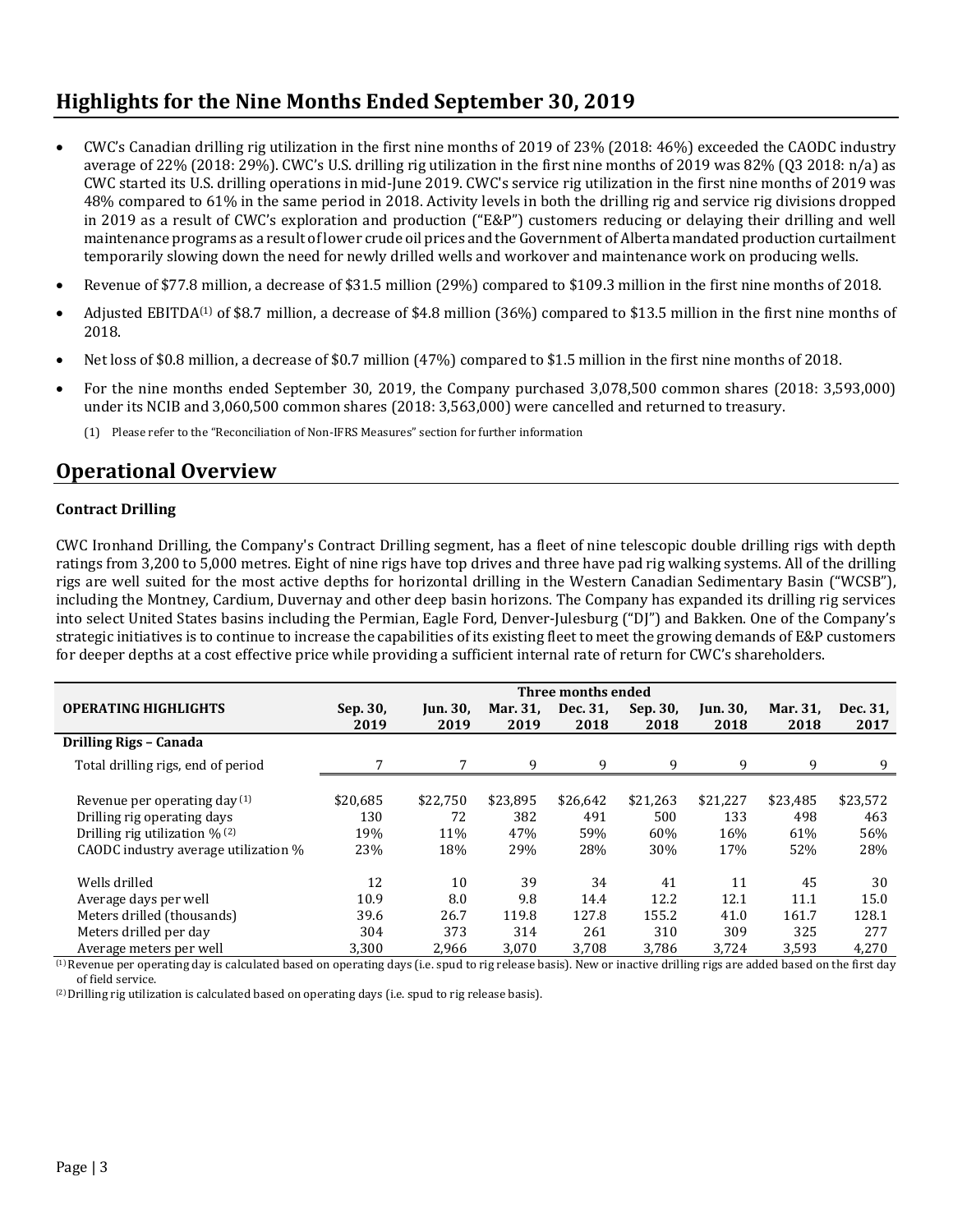## Highlights for the Nine Months Ended September 30, 2019

- CWC's Canadian drilling rig utilization in the first nine months of 2019 of 23% (2018: 46%) exceeded the CAODC industry average of 22% (2018: 29%). CWC's U.S. drilling rig utilization in the first nine months of 2019 was 82% (Q3 2018: n/a) as CWC started its U.S. drilling operations in mid-June 2019. CWC's service rig utilization in the first nine months of 2019 was 48% compared to 61% in the same period in 2018. Activity levels in both the drilling rig and service rig divisions dropped in 2019 as a result of CWC's exploration and production ("E&P") customers reducing or delaying their drilling and well maintenance programs as a result of lower crude oil prices and the Government of Alberta mandated production curtailment temporarily slowing down the need for newly drilled wells and workover and maintenance work on producing wells.
- Revenue of $77.8 million, a decrease of $31.5 million (29%) compared to $109.3 million in the first nine months of 2018.
- Adjusted EBITDA[1] of $8.7 million, a decrease of $4.8 million (36%) compared to $13.5 million in the first nine months of 2018.
- Net loss of $0.8 million, a decrease of $0.7 million (47%) compared to $1.5 million in the first nine months of 2018.
- For the nine months ended September 30, 2019, the Company purchased 3,078,500 common shares (2018: 3,593,000) under its NCIB and 3,060,500 common shares (2018: 3,563,000) were cancelled and returned to treasury.

(1) Please refer to the "Reconciliation of Non-IFRS Measures" section for further information

## Operational Overview

**Contract Drilling**

CWC Ironhand Drilling, the Company's Contract Drilling segment, has a fleet of nine telescopic double drilling rigs with depth ratings from 3,200 to 5,000 metres. Eight of nine rigs have top drives and three have pad rig walking systems. All of the drilling rigs are well suited for the most active depths for horizontal drilling in the Western Canadian Sedimentary Basin ("WCSB"), including the Montney, Cardium, Duvernay and other deep basin horizons. The Company has expanded its drilling rig services into select United States basins including the Permian, Eagle Ford, Denver-Julesburg ("DJ") and Bakken. One of the Company's strategic initiatives is to continue to increase the capabilities of its existing fleet to meet the growing demands of E&P customers for deeper depths at a cost effective price while providing a sufficient internal rate of return for CWC's shareholders.

| | Three months ended | | | | | | | |
|---|---|---|---|---|---|---|---|---|
| **OPERATING HIGHLIGHTS** | **Sep. 30, 2019** | **Jun. 30, 2019** | **Mar. 31, 2019** | **Dec. 31, 2018** | **Sep. 30, 2018** | **Jun. 30, 2018** | **Mar. 31, 2018** | **Dec. 31, 2017** |
| **Drilling Rigs – Canada** | | | | | | | | |
| Total drilling rigs, end of period | 7 | 7 | 9 | 9 | 9 | 9 | 9 | 9 |
| Revenue per operating day [1] | $20,685 | $22,750 | $23,895 | $26,642 | $21,263 | $21,227 | $23,485 | $23,572 |
| Drilling rig operating days | 130 | 72 | 382 | 491 | 500 | 133 | 498 | 463 |
| Drilling rig utilization % [2] | 19% | 11% | 47% | 59% | 60% | 16% | 61% | 56% |
| CAODC industry average utilization % | 23% | 18% | 29% | 28% | 30% | 17% | 52% | 28% |
| Wells drilled | 12 | 10 | 39 | 34 | 41 | 11 | 45 | 30 |
| Average days per well | 10.9 | 8.0 | 9.8 | 14.4 | 12.2 | 12.1 | 11.1 | 15.0 |
| Meters drilled (thousands) | 39.6 | 26.7 | 119.8 | 127.8 | 155.2 | 41.0 | 161.7 | 128.1 |
| Meters drilled per day | 304 | 373 | 314 | 261 | 310 | 309 | 325 | 277 |
| Average meters per well | 3,300 | 2,966 | 3,070 | 3,708 | 3,786 | 3,724 | 3,593 | 4,270 |

(1) Revenue per operating day is calculated based on operating days (i.e. spud to rig release basis). New or inactive drilling rigs are added based on the first day of field service.

(2) Drilling rig utilization is calculated based on operating days (i.e. spud to rig release basis).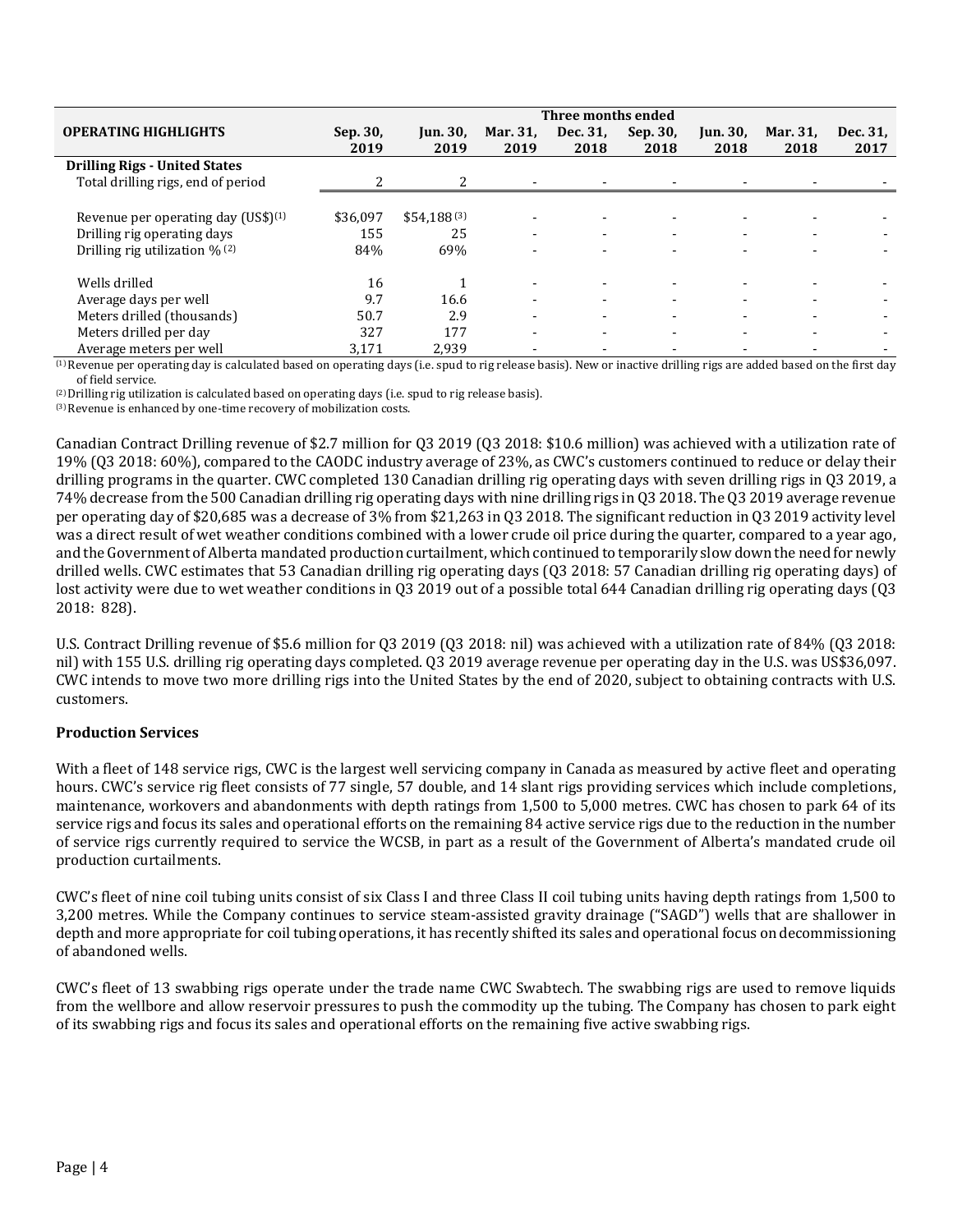| OPERATING HIGHLIGHTS | Three months ended | | | | | | | |
|---|---|---|---|---|---|---|---|---|
| | Sep. 30, 2019 | Jun. 30, 2019 | Mar. 31, 2019 | Dec. 31, 2018 | Sep. 30, 2018 | Jun. 30, 2018 | Mar. 31, 2018 | Dec. 31, 2017 |
| **Drilling Rigs - United States** | | | | | | | | |
| Total drilling rigs, end of period | 2 | 2 | - | - | - | - | - | - |
| Revenue per operating day (US$)[(1)] | $36,097 | $54,188 [(3)] | - | - | - | - | - | - |
| Drilling rig operating days | 155 | 25 | - | - | - | - | - | - |
| Drilling rig utilization % [(2)] | 84% | 69% | - | - | - | - | - | - |
| Wells drilled | 16 | 1 | - | - | - | - | - | - |
| Average days per well | 9.7 | 16.6 | - | - | - | - | - | - |
| Meters drilled (thousands) | 50.7 | 2.9 | - | - | - | - | - | - |
| Meters drilled per day | 327 | 177 | - | - | - | - | - | - |
| Average meters per well | 3,171 | 2,939 | - | - | - | - | - | - |

[(1)] Revenue per operating day is calculated based on operating days (i.e. spud to rig release basis). New or inactive drilling rigs are added based on the first day of field service.

[(2)] Drilling rig utilization is calculated based on operating days (i.e. spud to rig release basis).

[(3)] Revenue is enhanced by one-time recovery of mobilization costs.

Canadian Contract Drilling revenue of $2.7 million for Q3 2019 (Q3 2018: $10.6 million) was achieved with a utilization rate of 19% (Q3 2018: 60%), compared to the CAODC industry average of 23%, as CWC's customers continued to reduce or delay their drilling programs in the quarter. CWC completed 130 Canadian drilling rig operating days with seven drilling rigs in Q3 2019, a 74% decrease from the 500 Canadian drilling rig operating days with nine drilling rigs in Q3 2018. The Q3 2019 average revenue per operating day of $20,685 was a decrease of 3% from $21,263 in Q3 2018. The significant reduction in Q3 2019 activity level was a direct result of wet weather conditions combined with a lower crude oil price during the quarter, compared to a year ago, and the Government of Alberta mandated production curtailment, which continued to temporarily slow down the need for newly drilled wells. CWC estimates that 53 Canadian drilling rig operating days (Q3 2018: 57 Canadian drilling rig operating days) of lost activity were due to wet weather conditions in Q3 2019 out of a possible total 644 Canadian drilling rig operating days (Q3 2018: 828).

U.S. Contract Drilling revenue of $5.6 million for Q3 2019 (Q3 2018: nil) was achieved with a utilization rate of 84% (Q3 2018: nil) with 155 U.S. drilling rig operating days completed. Q3 2019 average revenue per operating day in the U.S. was US$36,097. CWC intends to move two more drilling rigs into the United States by the end of 2020, subject to obtaining contracts with U.S. customers.

## Production Services

With a fleet of 148 service rigs, CWC is the largest well servicing company in Canada as measured by active fleet and operating hours. CWC's service rig fleet consists of 77 single, 57 double, and 14 slant rigs providing services which include completions, maintenance, workovers and abandonments with depth ratings from 1,500 to 5,000 metres. CWC has chosen to park 64 of its service rigs and focus its sales and operational efforts on the remaining 84 active service rigs due to the reduction in the number of service rigs currently required to service the WCSB, in part as a result of the Government of Alberta's mandated crude oil production curtailments.

CWC's fleet of nine coil tubing units consist of six Class I and three Class II coil tubing units having depth ratings from 1,500 to 3,200 metres. While the Company continues to service steam-assisted gravity drainage ("SAGD") wells that are shallower in depth and more appropriate for coil tubing operations, it has recently shifted its sales and operational focus on decommissioning of abandoned wells.

CWC's fleet of 13 swabbing rigs operate under the trade name CWC Swabtech. The swabbing rigs are used to remove liquids from the wellbore and allow reservoir pressures to push the commodity up the tubing. The Company has chosen to park eight of its swabbing rigs and focus its sales and operational efforts on the remaining five active swabbing rigs.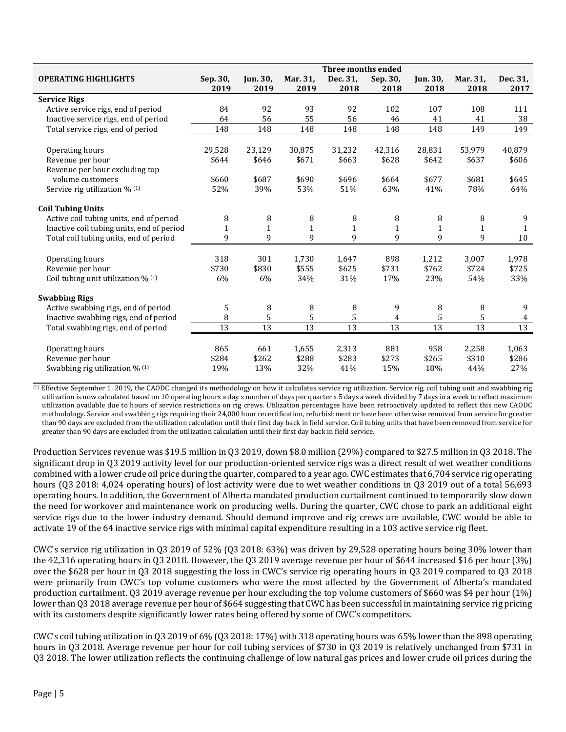| OPERATING HIGHLIGHTS | Three months ended | | | | | | | |
|---|---|---|---|---|---|---|---|---|
| | Sep. 30, 2019 | Jun. 30, 2019 | Mar. 31, 2019 | Dec. 31, 2018 | Sep. 30, 2018 | Jun. 30, 2018 | Mar. 31, 2018 | Dec. 31, 2017 |
| **Service Rigs** | | | | | | | | |
| Active service rigs, end of period | 84 | 92 | 93 | 92 | 102 | 107 | 108 | 111 |
| Inactive service rigs, end of period | 64 | 56 | 55 | 56 | 46 | 41 | 41 | 38 |
| Total service rigs, end of period | 148 | 148 | 148 | 148 | 148 | 148 | 149 | 149 |
| Operating hours | 29,528 | 23,129 | 30,875 | 31,232 | 42,316 | 28,831 | 53,979 | 40,879 |
| Revenue per hour | $644 | $646 | $671 | $663 | $628 | $642 | $637 | $606 |
| Revenue per hour excluding top volume customers | $660 | $687 | $690 | $696 | $664 | $677 | $681 | $645 |
| Service rig utilization % [(1)] | 52% | 39% | 53% | 51% | 63% | 41% | 78% | 64% |
| **Coil Tubing Units** | | | | | | | | |
| Active coil tubing units, end of period | 8 | 8 | 8 | 8 | 8 | 8 | 8 | 9 |
| Inactive coil tubing units, end of period | 1 | 1 | 1 | 1 | 1 | 1 | 1 | 1 |
| Total coil tubing units, end of period | 9 | 9 | 9 | 9 | 9 | 9 | 9 | 10 |
| Operating hours | 318 | 301 | 1,730 | 1,647 | 898 | 1,212 | 3,007 | 1,978 |
| Revenue per hour | $730 | $830 | $555 | $625 | $731 | $762 | $724 | $725 |
| Coil tubing unit utilization % [(1)] | 6% | 6% | 34% | 31% | 17% | 23% | 54% | 33% |
| **Swabbing Rigs** | | | | | | | | |
| Active swabbing rigs, end of period | 5 | 8 | 8 | 8 | 9 | 8 | 8 | 9 |
| Inactive swabbing rigs, end of period | 8 | 5 | 5 | 5 | 4 | 5 | 5 | 4 |
| Total swabbing rigs, end of period | 13 | 13 | 13 | 13 | 13 | 13 | 13 | 13 |
| Operating hours | 865 | 661 | 1,655 | 2,313 | 881 | 958 | 2,258 | 1,063 |
| Revenue per hour | $284 | $262 | $288 | $283 | $273 | $265 | $310 | $286 |
| Swabbing rig utilization % [(1)] | 19% | 13% | 32% | 41% | 15% | 18% | 44% | 27% |

[(1)] Effective September 1, 2019, the CAODC changed its methodology on how it calculates service rig utilization. Service rig, coil tubing unit and swabbing rig utilization is now calculated based on 10 operating hours a day x number of days per quarter x 5 days a week divided by 7 days in a week to reflect maximum utilization available due to hours of service restrictions on rig crews. Utilization percentages have been retroactively updated to reflect this new CAODC methodology. Service and swabbing rigs requiring their 24,000 hour recertification, refurbishment or have been otherwise removed from service for greater than 90 days are excluded from the utilization calculation until their first day back in field service. Coil tubing units that have been removed from service for greater than 90 days are excluded from the utilization calculation until their first day back in field service.

Production Services revenue was $19.5 million in Q3 2019, down $8.0 million (29%) compared to $27.5 million in Q3 2018. The significant drop in Q3 2019 activity level for our production-oriented service rigs was a direct result of wet weather conditions combined with a lower crude oil price during the quarter, compared to a year ago. CWC estimates that 6,704 service rig operating hours (Q3 2018: 4,024 operating hours) of lost activity were due to wet weather conditions in Q3 2019 out of a total 56,693 operating hours. In addition, the Government of Alberta mandated production curtailment continued to temporarily slow down the need for workover and maintenance work on producing wells. During the quarter, CWC chose to park an additional eight service rigs due to the lower industry demand. Should demand improve and rig crews are available, CWC would be able to activate 19 of the 64 inactive service rigs with minimal capital expenditure resulting in a 103 active service rig fleet.

CWC's service rig utilization in Q3 2019 of 52% (Q3 2018: 63%) was driven by 29,528 operating hours being 30% lower than the 42,316 operating hours in Q3 2018. However, the Q3 2019 average revenue per hour of $644 increased $16 per hour (3%) over the $628 per hour in Q3 2018 suggesting the loss in CWC's service rig operating hours in Q3 2019 compared to Q3 2018 were primarily from CWC's top volume customers who were the most affected by the Government of Alberta's mandated production curtailment. Q3 2019 average revenue per hour excluding the top volume customers of $660 was $4 per hour (1%) lower than Q3 2018 average revenue per hour of $664 suggesting that CWC has been successful in maintaining service rig pricing with its customers despite significantly lower rates being offered by some of CWC's competitors.

CWC's coil tubing utilization in Q3 2019 of 6% (Q3 2018: 17%) with 318 operating hours was 65% lower than the 898 operating hours in Q3 2018. Average revenue per hour for coil tubing services of $730 in Q3 2019 is relatively unchanged from $731 in Q3 2018. The lower utilization reflects the continuing challenge of low natural gas prices and lower crude oil prices during the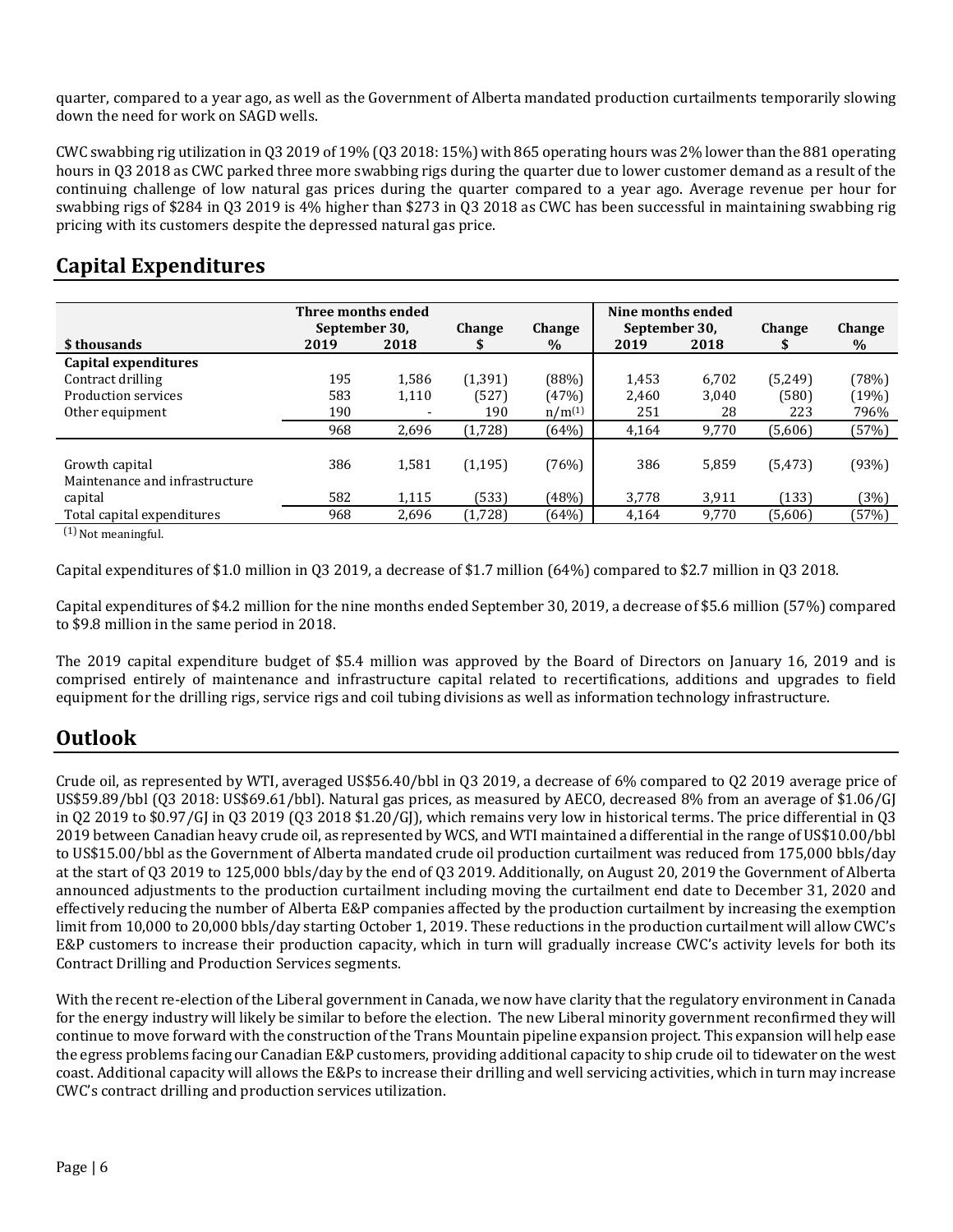quarter, compared to a year ago, as well as the Government of Alberta mandated production curtailments temporarily slowing down the need for work on SAGD wells.

CWC swabbing rig utilization in Q3 2019 of 19% (Q3 2018: 15%) with 865 operating hours was 2% lower than the 881 operating hours in Q3 2018 as CWC parked three more swabbing rigs during the quarter due to lower customer demand as a result of the continuing challenge of low natural gas prices during the quarter compared to a year ago. Average revenue per hour for swabbing rigs of $284 in Q3 2019 is 4% higher than $273 in Q3 2018 as CWC has been successful in maintaining swabbing rig pricing with its customers despite the depressed natural gas price.

## Capital Expenditures

| $ thousands | Three months ended September 30, 2019 | Three months ended September 30, 2018 | Change $ | Change % | Nine months ended September 30, 2019 | Nine months ended September 30, 2018 | Change $ | Change % |
|---|---|---|---|---|---|---|---|---|
| **Capital expenditures** | | | | | | | | |
| Contract drilling | 195 | 1,586 | (1,391) | (88%) | 1,453 | 6,702 | (5,249) | (78%) |
| Production services | 583 | 1,110 | (527) | (47%) | 2,460 | 3,040 | (580) | (19%) |
| Other equipment | 190 | - | 190 | n/m[(1)] | 251 | 28 | 223 | 796% |
| | 968 | 2,696 | (1,728) | (64%) | 4,164 | 9,770 | (5,606) | (57%) |
| Growth capital | 386 | 1,581 | (1,195) | (76%) | 386 | 5,859 | (5,473) | (93%) |
| Maintenance and infrastructure capital | 582 | 1,115 | (533) | (48%) | 3,778 | 3,911 | (133) | (3%) |
| Total capital expenditures | 968 | 2,696 | (1,728) | (64%) | 4,164 | 9,770 | (5,606) | (57%) |

(1) Not meaningful.

Capital expenditures of $1.0 million in Q3 2019, a decrease of $1.7 million (64%) compared to $2.7 million in Q3 2018.

Capital expenditures of $4.2 million for the nine months ended September 30, 2019, a decrease of $5.6 million (57%) compared to $9.8 million in the same period in 2018.

The 2019 capital expenditure budget of $5.4 million was approved by the Board of Directors on January 16, 2019 and is comprised entirely of maintenance and infrastructure capital related to recertifications, additions and upgrades to field equipment for the drilling rigs, service rigs and coil tubing divisions as well as information technology infrastructure.

## Outlook

Crude oil, as represented by WTI, averaged US$56.40/bbl in Q3 2019, a decrease of 6% compared to Q2 2019 average price of US$59.89/bbl (Q3 2018: US$69.61/bbl). Natural gas prices, as measured by AECO, decreased 8% from an average of $1.06/GJ in Q2 2019 to $0.97/GJ in Q3 2019 (Q3 2018 $1.20/GJ), which remains very low in historical terms. The price differential in Q3 2019 between Canadian heavy crude oil, as represented by WCS, and WTI maintained a differential in the range of US$10.00/bbl to US$15.00/bbl as the Government of Alberta mandated crude oil production curtailment was reduced from 175,000 bbls/day at the start of Q3 2019 to 125,000 bbls/day by the end of Q3 2019. Additionally, on August 20, 2019 the Government of Alberta announced adjustments to the production curtailment including moving the curtailment end date to December 31, 2020 and effectively reducing the number of Alberta E&P companies affected by the production curtailment by increasing the exemption limit from 10,000 to 20,000 bbls/day starting October 1, 2019. These reductions in the production curtailment will allow CWC's E&P customers to increase their production capacity, which in turn will gradually increase CWC's activity levels for both its Contract Drilling and Production Services segments.

With the recent re-election of the Liberal government in Canada, we now have clarity that the regulatory environment in Canada for the energy industry will likely be similar to before the election. The new Liberal minority government reconfirmed they will continue to move forward with the construction of the Trans Mountain pipeline expansion project. This expansion will help ease the egress problems facing our Canadian E&P customers, providing additional capacity to ship crude oil to tidewater on the west coast. Additional capacity will allows the E&Ps to increase their drilling and well servicing activities, which in turn may increase CWC's contract drilling and production services utilization.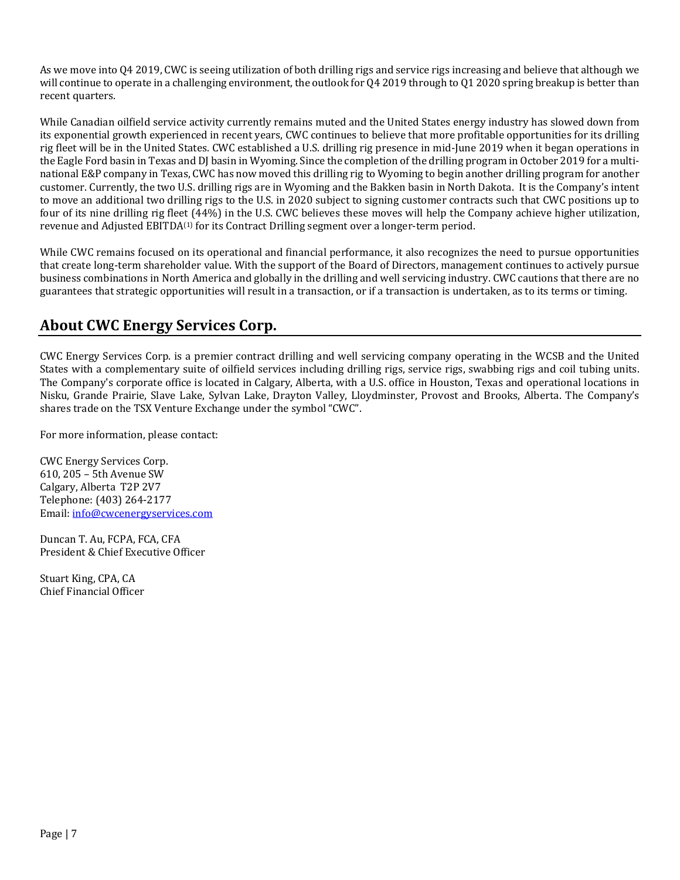As we move into Q4 2019, CWC is seeing utilization of both drilling rigs and service rigs increasing and believe that although we will continue to operate in a challenging environment, the outlook for Q4 2019 through to Q1 2020 spring breakup is better than recent quarters.

While Canadian oilfield service activity currently remains muted and the United States energy industry has slowed down from its exponential growth experienced in recent years, CWC continues to believe that more profitable opportunities for its drilling rig fleet will be in the United States. CWC established a U.S. drilling rig presence in mid-June 2019 when it began operations in the Eagle Ford basin in Texas and DJ basin in Wyoming. Since the completion of the drilling program in October 2019 for a multi-national E&P company in Texas, CWC has now moved this drilling rig to Wyoming to begin another drilling program for another customer. Currently, the two U.S. drilling rigs are in Wyoming and the Bakken basin in North Dakota. It is the Company's intent to move an additional two drilling rigs to the U.S. in 2020 subject to signing customer contracts such that CWC positions up to four of its nine drilling rig fleet (44%) in the U.S. CWC believes these moves will help the Company achieve higher utilization, revenue and Adjusted EBITDA(1) for its Contract Drilling segment over a longer-term period.

While CWC remains focused on its operational and financial performance, it also recognizes the need to pursue opportunities that create long-term shareholder value. With the support of the Board of Directors, management continues to actively pursue business combinations in North America and globally in the drilling and well servicing industry. CWC cautions that there are no guarantees that strategic opportunities will result in a transaction, or if a transaction is undertaken, as to its terms or timing.

## About CWC Energy Services Corp.

CWC Energy Services Corp. is a premier contract drilling and well servicing company operating in the WCSB and the United States with a complementary suite of oilfield services including drilling rigs, service rigs, swabbing rigs and coil tubing units. The Company's corporate office is located in Calgary, Alberta, with a U.S. office in Houston, Texas and operational locations in Nisku, Grande Prairie, Slave Lake, Sylvan Lake, Drayton Valley, Lloydminster, Provost and Brooks, Alberta. The Company's shares trade on the TSX Venture Exchange under the symbol "CWC".

For more information, please contact:

CWC Energy Services Corp.
610, 205 – 5th Avenue SW
Calgary, Alberta T2P 2V7
Telephone: (403) 264-2177
Email: info@cwcenergyservices.com

Duncan T. Au, FCPA, FCA, CFA
President & Chief Executive Officer

Stuart King, CPA, CA
Chief Financial Officer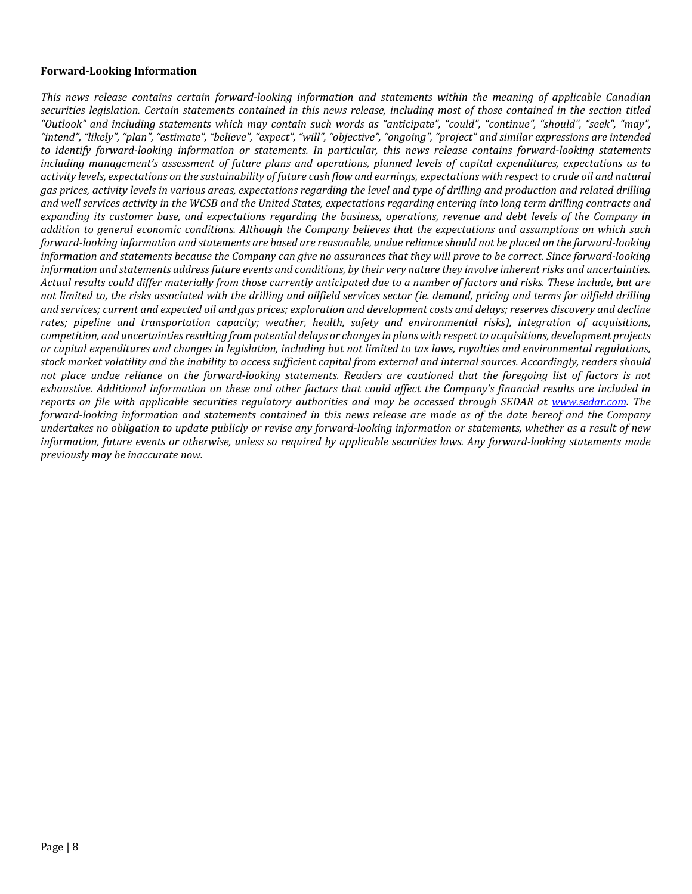**Forward-Looking Information**

*This news release contains certain forward-looking information and statements within the meaning of applicable Canadian securities legislation. Certain statements contained in this news release, including most of those contained in the section titled "Outlook" and including statements which may contain such words as "anticipate", "could", "continue", "should", "seek", "may", "intend", "likely", "plan", "estimate", "believe", "expect", "will", "objective", "ongoing", "project" and similar expressions are intended to identify forward-looking information or statements. In particular, this news release contains forward-looking statements including management's assessment of future plans and operations, planned levels of capital expenditures, expectations as to activity levels, expectations on the sustainability of future cash flow and earnings, expectations with respect to crude oil and natural gas prices, activity levels in various areas, expectations regarding the level and type of drilling and production and related drilling and well services activity in the WCSB and the United States, expectations regarding entering into long term drilling contracts and expanding its customer base, and expectations regarding the business, operations, revenue and debt levels of the Company in addition to general economic conditions. Although the Company believes that the expectations and assumptions on which such forward-looking information and statements are based are reasonable, undue reliance should not be placed on the forward-looking information and statements because the Company can give no assurances that they will prove to be correct. Since forward-looking information and statements address future events and conditions, by their very nature they involve inherent risks and uncertainties. Actual results could differ materially from those currently anticipated due to a number of factors and risks. These include, but are not limited to, the risks associated with the drilling and oilfield services sector (ie. demand, pricing and terms for oilfield drilling and services; current and expected oil and gas prices; exploration and development costs and delays; reserves discovery and decline rates; pipeline and transportation capacity; weather, health, safety and environmental risks), integration of acquisitions, competition, and uncertainties resulting from potential delays or changes in plans with respect to acquisitions, development projects or capital expenditures and changes in legislation, including but not limited to tax laws, royalties and environmental regulations, stock market volatility and the inability to access sufficient capital from external and internal sources. Accordingly, readers should not place undue reliance on the forward-looking statements. Readers are cautioned that the foregoing list of factors is not exhaustive. Additional information on these and other factors that could affect the Company's financial results are included in reports on file with applicable securities regulatory authorities and may be accessed through SEDAR at [www.sedar.com](http://www.sedar.com). The forward-looking information and statements contained in this news release are made as of the date hereof and the Company undertakes no obligation to update publicly or revise any forward-looking information or statements, whether as a result of new information, future events or otherwise, unless so required by applicable securities laws. Any forward-looking statements made previously may be inaccurate now.*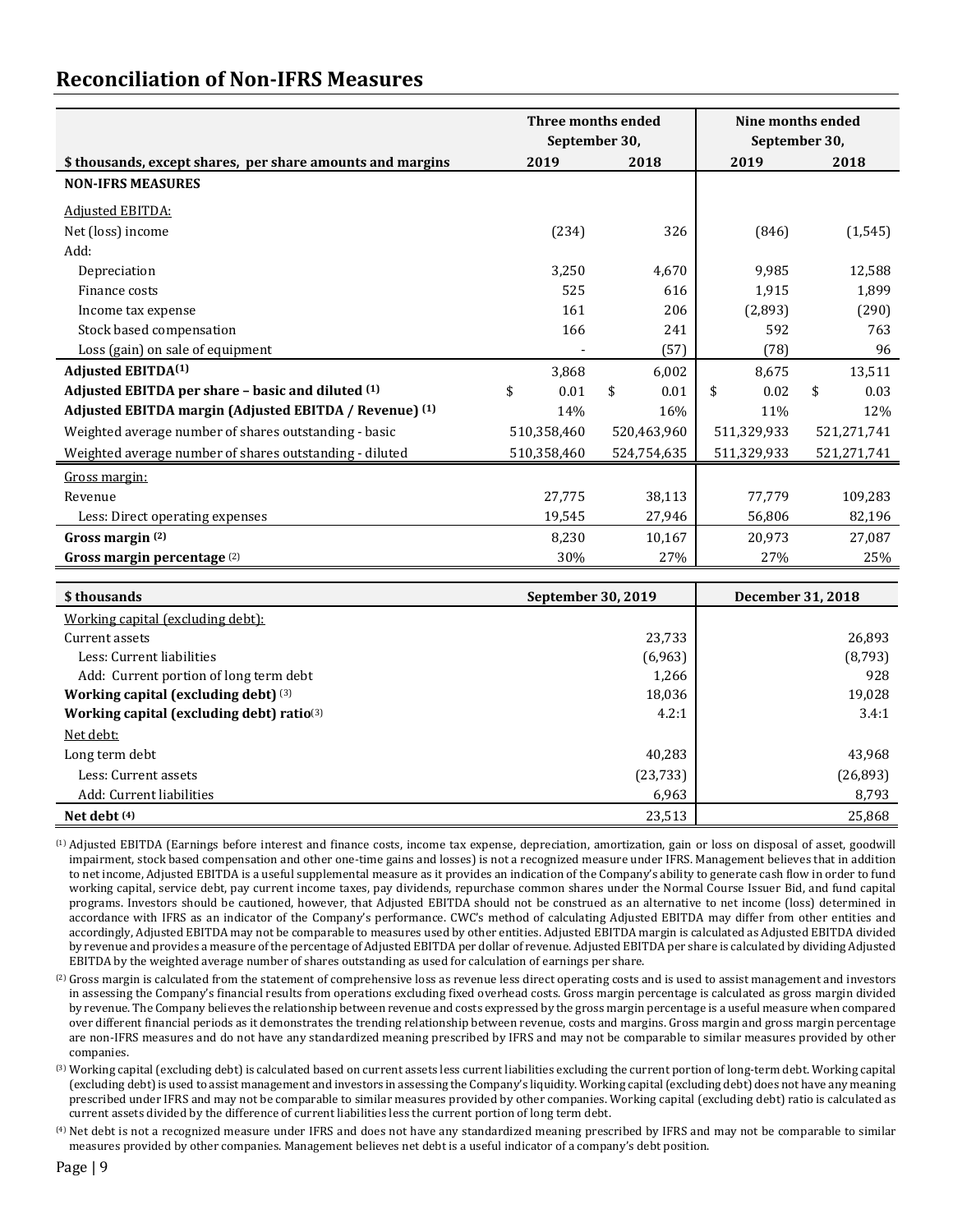## Reconciliation of Non-IFRS Measures

| $ thousands, except shares, per share amounts and margins | Three months ended September 30, 2019 | Three months ended September 30, 2018 | Nine months ended September 30, 2019 | Nine months ended September 30, 2018 |
|---|---|---|---|---|
| **NON-IFRS MEASURES** | | | | |
| Adjusted EBITDA: | | | | |
| Net (loss) income | (234) | 326 | (846) | (1,545) |
| Add: | | | | |
| Depreciation | 3,250 | 4,670 | 9,985 | 12,588 |
| Finance costs | 525 | 616 | 1,915 | 1,899 |
| Income tax expense | 161 | 206 | (2,893) | (290) |
| Stock based compensation | 166 | 241 | 592 | 763 |
| Loss (gain) on sale of equipment | - | (57) | (78) | 96 |
| **Adjusted EBITDA(1)** | 3,868 | 6,002 | 8,675 | 13,511 |
| **Adjusted EBITDA per share – basic and diluted (1)** | $ 0.01 | $ 0.01 | $ 0.02 | $ 0.03 |
| **Adjusted EBITDA margin (Adjusted EBITDA / Revenue) (1)** | 14% | 16% | 11% | 12% |
| Weighted average number of shares outstanding - basic | 510,358,460 | 520,463,960 | 511,329,933 | 521,271,741 |
| Weighted average number of shares outstanding - diluted | 510,358,460 | 524,754,635 | 511,329,933 | 521,271,741 |
| Gross margin: | | | | |
| Revenue | 27,775 | 38,113 | 77,779 | 109,283 |
| Less: Direct operating expenses | 19,545 | 27,946 | 56,806 | 82,196 |
| **Gross margin (2)** | 8,230 | 10,167 | 20,973 | 27,087 |
| **Gross margin percentage (2)** | 30% | 27% | 27% | 25% |

| $ thousands | September 30, 2019 | December 31, 2018 |
|---|---|---|
| Working capital (excluding debt): | | |
| Current assets | 23,733 | 26,893 |
| Less: Current liabilities | (6,963) | (8,793) |
| Add: Current portion of long term debt | 1,266 | 928 |
| **Working capital (excluding debt) (3)** | 18,036 | 19,028 |
| **Working capital (excluding debt) ratio(3)** | 4.2:1 | 3.4:1 |
| Net debt: | | |
| Long term debt | 40,283 | 43,968 |
| Less: Current assets | (23,733) | (26,893) |
| Add: Current liabilities | 6,963 | 8,793 |
| **Net debt (4)** | 23,513 | 25,868 |

(1) Adjusted EBITDA (Earnings before interest and finance costs, income tax expense, depreciation, amortization, gain or loss on disposal of asset, goodwill impairment, stock based compensation and other one-time gains and losses) is not a recognized measure under IFRS. Management believes that in addition to net income, Adjusted EBITDA is a useful supplemental measure as it provides an indication of the Company's ability to generate cash flow in order to fund working capital, service debt, pay current income taxes, pay dividends, repurchase common shares under the Normal Course Issuer Bid, and fund capital programs. Investors should be cautioned, however, that Adjusted EBITDA should not be construed as an alternative to net income (loss) determined in accordance with IFRS as an indicator of the Company's performance. CWC's method of calculating Adjusted EBITDA may differ from other entities and accordingly, Adjusted EBITDA may not be comparable to measures used by other entities. Adjusted EBITDA margin is calculated as Adjusted EBITDA divided by revenue and provides a measure of the percentage of Adjusted EBITDA per dollar of revenue. Adjusted EBITDA per share is calculated by dividing Adjusted EBITDA by the weighted average number of shares outstanding as used for calculation of earnings per share.

(2) Gross margin is calculated from the statement of comprehensive loss as revenue less direct operating costs and is used to assist management and investors in assessing the Company's financial results from operations excluding fixed overhead costs. Gross margin percentage is calculated as gross margin divided by revenue. The Company believes the relationship between revenue and costs expressed by the gross margin percentage is a useful measure when compared over different financial periods as it demonstrates the trending relationship between revenue, costs and margins. Gross margin and gross margin percentage are non-IFRS measures and do not have any standardized meaning prescribed by IFRS and may not be comparable to similar measures provided by other companies.

(3) Working capital (excluding debt) is calculated based on current assets less current liabilities excluding the current portion of long-term debt. Working capital (excluding debt) is used to assist management and investors in assessing the Company's liquidity. Working capital (excluding debt) does not have any meaning prescribed under IFRS and may not be comparable to similar measures provided by other companies. Working capital (excluding debt) ratio is calculated as current assets divided by the difference of current liabilities less the current portion of long term debt.

(4) Net debt is not a recognized measure under IFRS and does not have any standardized meaning prescribed by IFRS and may not be comparable to similar measures provided by other companies. Management believes net debt is a useful indicator of a company's debt position.